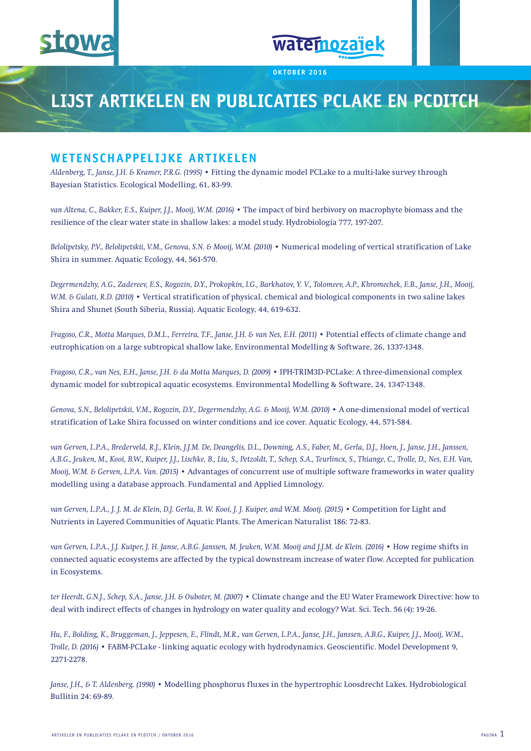# LIJST ARTIKELEN EN PUBLICATIES PCLAKE EN PCDITCH

OKTOBER 2016

## WETENSCHAPPELIJKE ARTIKELEN

*Aldenberg, T., Janse, J.H. & Kramer, P.R.G. (1995)* • Fitting the dynamic model PCLake to a multi-lake survey through Bayesian Statistics. Ecological Modelling, 61, 83-99.

*van Altena, C., Bakker, E.S., Kuiper, J.J., Mooij, W.M. (2016)* • The impact of bird herbivory on macrophyte biomass and the resilience of the clear water state in shallow lakes: a model study. Hydrobiologia 777, 197-207.

*Belolipetsky, P.V., Belolipetskii, V.M., Genova, S.N. & Mooij, W.M. (2010)* • Numerical modeling of vertical stratification of Lake Shira in summer. Aquatic Ecology, 44, 561-570.

*Degermendzhy, A.G., Zadereev, E.S., Rogozin, D.Y., Prokopkin, I.G., Barkhatov, Y. V., Tolomeev, A.P., Khromechek, E.B., Janse, J.H., Mooij, W.M. & Gulati, R.D. (2010)* • Vertical stratification of physical, chemical and biological components in two saline lakes Shira and Shunet (South Siberia, Russia). Aquatic Ecology, 44, 619-632.

*Fragoso, C.R., Motta Marques, D.M.L., Ferreira, T.F., Janse, J.H. & van Nes, E.H. (2011)* • Potential effects of climate change and eutrophication on a large subtropical shallow lake. Environmental Modelling & Software, 26, 1337-1348.

*Fragoso, C.R., van Nes, E.H., Janse, J.H. & da Motta Marques, D. (2009)* • IPH-TRIM3D-PCLake: A three-dimensional complex dynamic model for subtropical aquatic ecosystems. Environmental Modelling & Software, 24, 1347-1348.

*Genova, S.N., Belolipetskii, V.M., Rogozin, D.Y., Degermendzhy, A.G. & Mooij, W.M. (2010)* • A one-dimensional model of vertical stratification of Lake Shira focussed on winter conditions and ice cover. Aquatic Ecology, 44, 571-584.

*van Gerven, L.P.A., Brederveld, R.J., Klein, J.J.M. De, Deangelis, D.L., Downing, A.S., Faber, M., Gerla, D.J., Hoen, J., Janse, J.H., Janssen, A.B.G., Jeuken, M., Kooi, B.W., Kuiper, J.J., Lischke, B., Liu, S., Petzoldt, T., Schep, S.A., Teurlincx, S., Thiange, C., Trolle, D., Nes, E.H. Van, Mooij, W.M. & Gerven, L.P.A. Van. (2015)* • Advantages of concurrent use of multiple software frameworks in water quality modelling using a database approach. Fundamental and Applied Limnology.

*van Gerven, L.P.A., J. J. M. de Klein, D.J. Gerla, B. W. Kooi, J. J. Kuiper, and W.M. Mooij. (2015)* • Competition for Light and Nutrients in Layered Communities of Aquatic Plants. The American Naturalist 186: 72-83.

*van Gerven, L.P.A., J.J. Kuiper, J. H. Janse, A.B.G. Janssen, M. Jeuken, W.M. Mooij and J.J.M. de Klein. (2016)* • How regime shifts in connected aquatic ecosystems are affected by the typical downstream increase of water flow. Accepted for publication in Ecosystems.

*ter Heerdt, G.N.J., Schep, S.A., Janse, J.H. & Ouboter, M. (2007)* • Climate change and the EU Water Framework Directive: how to deal with indirect effects of changes in hydrology on water quality and ecology? Wat. Sci. Tech. 56 (4): 19-26.

*Hu, F., Bolding, K., Bruggeman, J., Jeppesen, E., Flindt, M.R., van Gerven, L.P.A., Janse, J.H., Janssen, A.B.G., Kuiper, J.J., Mooij, W.M., Trolle, D. (2016)* • FABM-PCLake - linking aquatic ecology with hydrodynamics. Geoscientific. Model Development 9, 2271-2278.

*Janse, J.H., & T. Aldenberg. (1990)* • Modelling phosphorus fluxes in the hypertrophic Loosdrecht Lakes. Hydrobiological Bullitin 24: 69-89.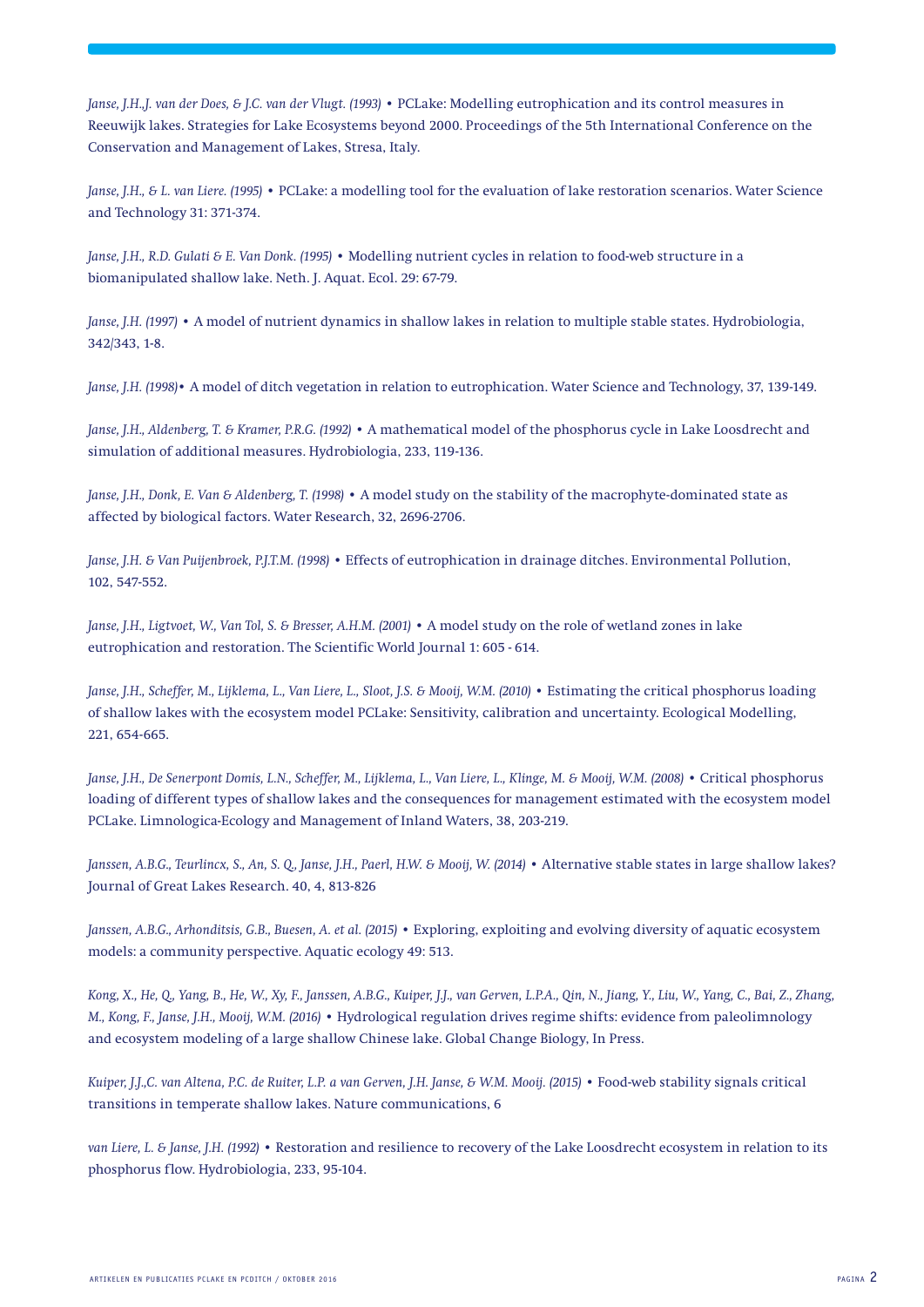*Janse, J.H.,J. van der Does, & J.C. van der Vlugt. (1993)* • PCLake: Modelling eutrophication and its control measures in Reeuwijk lakes. Strategies for Lake Ecosystems beyond 2000. Proceedings of the 5th International Conference on the Conservation and Management of Lakes, Stresa, Italy.

*Janse, J.H., & L. van Liere. (1995)* • PCLake: a modelling tool for the evaluation of lake restoration scenarios. Water Science and Technology 31: 371-374.

*Janse, J.H., R.D. Gulati & E. Van Donk. (1995)* • Modelling nutrient cycles in relation to food-web structure in a biomanipulated shallow lake. Neth. J. Aquat. Ecol. 29: 67-79.

*Janse, J.H. (1997)* • A model of nutrient dynamics in shallow lakes in relation to multiple stable states. Hydrobiologia, 342/343, 1-8.

*Janse, J.H. (1998)*• A model of ditch vegetation in relation to eutrophication. Water Science and Technology, 37, 139-149.

*Janse, J.H., Aldenberg, T. & Kramer, P.R.G. (1992)* • A mathematical model of the phosphorus cycle in Lake Loosdrecht and simulation of additional measures. Hydrobiologia, 233, 119-136.

*Janse, J.H., Donk, E. Van & Aldenberg, T. (1998)* • A model study on the stability of the macrophyte-dominated state as affected by biological factors. Water Research, 32, 2696-2706.

*Janse, J.H. & Van Puijenbroek, P.J.T.M. (1998)* • Effects of eutrophication in drainage ditches. Environmental Pollution, 102, 547-552.

*Janse, J.H., Ligtvoet, W., Van Tol, S. & Bresser, A.H.M. (2001)* • A model study on the role of wetland zones in lake eutrophication and restoration. The Scientific World Journal 1: 605 - 614.

*Janse, J.H., Scheffer, M., Lijklema, L., Van Liere, L., Sloot, J.S. & Mooij, W.M. (2010)* • Estimating the critical phosphorus loading of shallow lakes with the ecosystem model PCLake: Sensitivity, calibration and uncertainty. Ecological Modelling, 221, 654-665.

*Janse, J.H., De Senerpont Domis, L.N., Scheffer, M., Lijklema, L., Van Liere, L., Klinge, M. & Mooij, W.M. (2008)* • Critical phosphorus loading of different types of shallow lakes and the consequences for management estimated with the ecosystem model PCLake. Limnologica-Ecology and Management of Inland Waters, 38, 203-219.

*Janssen, A.B.G., Teurlincx, S., An, S. Q., Janse, J.H., Paerl, H.W. & Mooij, W. (2014)* • Alternative stable states in large shallow lakes? Journal of Great Lakes Research. 40, 4, 813-826

*Janssen, A.B.G., Arhonditsis, G.B., Buesen, A. et al. (2015)* • Exploring, exploiting and evolving diversity of aquatic ecosystem models: a community perspective. Aquatic ecology 49: 513.

*Kong, X., He, Q., Yang, B., He, W., Xy, F., Janssen, A.B.G., Kuiper, J.J., van Gerven, L.P.A., Qin, N., Jiang, Y., Liu, W., Yang, C., Bai, Z., Zhang, M., Kong, F., Janse, J.H., Mooij, W.M. (2016)* • Hydrological regulation drives regime shifts: evidence from paleolimnology and ecosystem modeling of a large shallow Chinese lake. Global Change Biology, In Press.

*Kuiper, J.J.,C. van Altena, P.C. de Ruiter, L.P. a van Gerven, J.H. Janse, & W.M. Mooij. (2015)* • Food-web stability signals critical transitions in temperate shallow lakes. Nature communications, 6

*van Liere, L. & Janse, J.H. (1992)* • Restoration and resilience to recovery of the Lake Loosdrecht ecosystem in relation to its phosphorus flow. Hydrobiologia, 233, 95-104.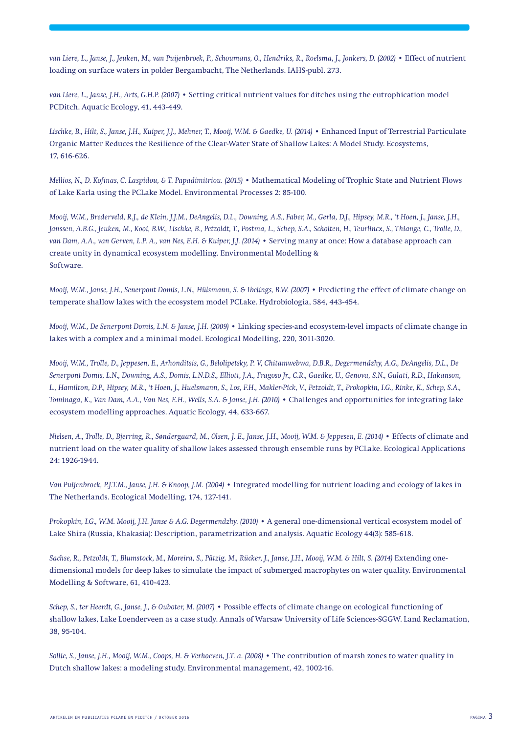*van Liere, L., Janse, J., Jeuken, M., van Puijenbroek, P., Schoumans, O., Hendriks, R., Roelsma, J., Jonkers, D. (2002)* • Effect of nutrient loading on surface waters in polder Bergambacht, The Netherlands. IAHS-publ. 273.

*van Liere, L., Janse, J.H., Arts, G.H.P. (2007)* • Setting critical nutrient values for ditches using the eutrophication model PCDitch. Aquatic Ecology, 41, 443-449.

*Lischke, B., Hilt, S., Janse, J.H., Kuiper, J.J., Mehner, T., Mooij, W.M. & Gaedke, U. (2014)* • Enhanced Input of Terrestrial Particulate Organic Matter Reduces the Resilience of the Clear-Water State of Shallow Lakes: A Model Study. Ecosystems, 17, 616-626.

*Mellios, N., D. Kofinas, C. Laspidou, & T. Papadimitriou. (2015)* • Mathematical Modeling of Trophic State and Nutrient Flows of Lake Karla using the PCLake Model. Environmental Processes 2: 85-100.

*Mooij, W.M., Brederveld, R.J., de Klein, J.J.M., DeAngelis, D.L., Downing, A.S., Faber, M., Gerla, D.J., Hipsey, M.R., 't Hoen, J., Janse, J.H., Janssen, A.B.G., Jeuken, M., Kooi, B.W., Lischke, B., Petzoldt, T., Postma, L., Schep, S.A., Scholten, H., Teurlincx, S., Thiange, C., Trolle, D., van Dam, A.A., van Gerven, L.P. A., van Nes, E.H. & Kuiper, J.J. (2014)* • Serving many at once: How a database approach can create unity in dynamical ecosystem modelling. Environmental Modelling & Software.

*Mooij, W.M., Janse, J.H., Senerpont Domis, L.N., Hülsmann, S. & Ibelings, B.W. (2007)* • Predicting the effect of climate change on temperate shallow lakes with the ecosystem model PCLake. Hydrobiologia, 584, 443-454.

*Mooij, W.M., De Senerpont Domis, L.N. & Janse, J.H. (2009)* • Linking species-and ecosystem-level impacts of climate change in lakes with a complex and a minimal model. Ecological Modelling, 220, 3011-3020.

*Mooij, W.M., Trolle, D., Jeppesen, E., Arhonditsis, G., Belolipetsky, P. V, Chitamwebwa, D.B.R., Degermendzhy, A.G., DeAngelis, D.L., De Senerpont Domis, L.N., Downing, A.S., Domis, L.N.D.S., Elliott, J.A., Fragoso Jr., C.R., Gaedke, U., Genova, S.N., Gulati, R.D., Hakanson, L., Hamilton, D.P., Hipsey, M.R., 't Hoen, J., Huelsmann, S., Los, F.H., Makler-Pick, V., Petzoldt, T., Prokopkin, I.G., Rinke, K., Schep, S.A., Tominaga, K., Van Dam, A.A., Van Nes, E.H., Wells, S.A. & Janse, J.H. (2010)* • Challenges and opportunities for integrating lake ecosystem modelling approaches. Aquatic Ecology, 44, 633-667.

*Nielsen, A., Trolle, D., Bjerring, R., Søndergaard, M., Olsen, J. E., Janse, J.H., Mooij, W.M. & Jeppesen, E. (2014)* • Effects of climate and nutrient load on the water quality of shallow lakes assessed through ensemble runs by PCLake. Ecological Applications 24: 1926-1944.

*Van Puijenbroek, P.J.T.M., Janse, J.H. & Knoop, J.M. (2004)* • Integrated modelling for nutrient loading and ecology of lakes in The Netherlands. Ecological Modelling, 174, 127-141.

*Prokopkin, I.G., W.M. Mooij, J.H. Janse & A.G. Degermendzhy. (2010)* • A general one-dimensional vertical ecosystem model of Lake Shira (Russia, Khakasia): Description, parametrization and analysis. Aquatic Ecology 44(3): 585-618.

*Sachse, R., Petzoldt, T., Blumstock, M., Moreira, S., Pätzig, M., Rücker, J., Janse, J.H., Mooij, W.M. & Hilt, S. (2014)* Extending one-dimensional models for deep lakes to simulate the impact of submerged macrophytes on water quality. Environmental Modelling & Software, 61, 410-423.

*Schep, S., ter Heerdt, G., Janse, J., & Ouboter, M. (2007)* • Possible effects of climate change on ecological functioning of shallow lakes, Lake Loenderveen as a case study. Annals of Warsaw University of Life Sciences-SGGW. Land Reclamation, 38, 95-104.

*Sollie, S., Janse, J.H., Mooij, W.M., Coops, H. & Verhoeven, J.T. a. (2008)* • The contribution of marsh zones to water quality in Dutch shallow lakes: a modeling study. Environmental management, 42, 1002-16.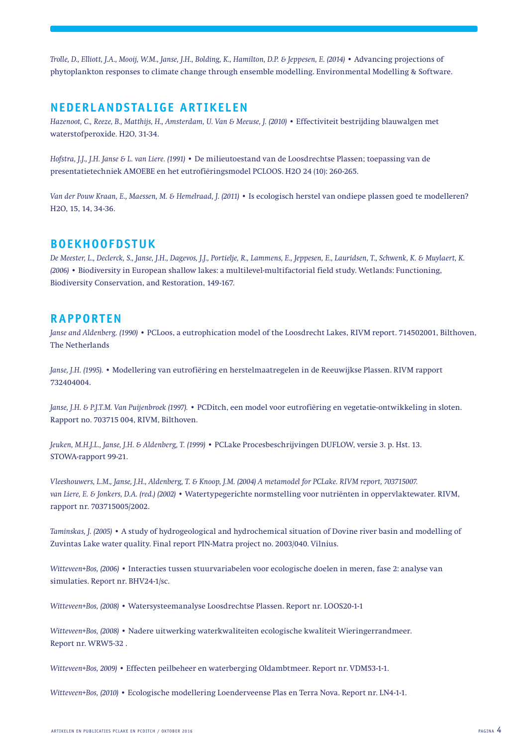*Trolle, D., Elliott, J.A., Mooij, W.M., Janse, J.H., Bolding, K., Hamilton, D.P. & Jeppesen, E. (2014)* • Advancing projections of phytoplankton responses to climate change through ensemble modelling. Environmental Modelling & Software.

## NEDERLANDSTALIGE ARTIKELEN

*Hazenoot, C., Reeze, B., Matthijs, H., Amsterdam, U. Van & Meeuse, J. (2010)* • Effectiviteit bestrijding blauwalgen met waterstofperoxide. H2O, 31-34.

*Hofstra, J.J., J.H. Janse & L. van Liere. (1991)* • De milieutoestand van de Loosdrechtse Plassen; toepassing van de presentatietechniek AMOEBE en het eutrofiëringsmodel PCLOOS. H2O 24 (10): 260-265.

*Van der Pouw Kraan, E., Maessen, M. & Hemelraad, J. (2011)* • Is ecologisch herstel van ondiepe plassen goed te modelleren? H2O, 15, 14, 34-36.

## BOEKHOOFDSTUK

*De Meester, L., Declerck, S., Janse, J.H., Dagevos, J.J., Portielje, R., Lammens, E., Jeppesen, E., Lauridsen, T., Schwenk, K. & Muylaert, K. (2006)* • Biodiversity in European shallow lakes: a multilevel-multifactorial field study. Wetlands: Functioning, Biodiversity Conservation, and Restoration, 149-167.

## RAPPORTEN

*Janse and Aldenberg. (1990)* • PCLoos, a eutrophication model of the Loosdrecht Lakes, RIVM report. 714502001, Bilthoven, The Netherlands

*Janse, J.H. (1995).* • Modellering van eutrofiëring en herstelmaatregelen in de Reeuwijkse Plassen. RIVM rapport 732404004.

*Janse, J.H. & P.J.T.M. Van Puijenbroek (1997).* • PCDitch, een model voor eutrofiëring en vegetatie-ontwikkeling in sloten. Rapport no. 703715 004, RIVM, Bilthoven.

*Jeuken, M.H.J.L., Janse, J.H. & Aldenberg, T. (1999)* • PCLake Procesbeschrijvingen DUFLOW, versie 3. p. Hst. 13. STOWA-rapport 99-21.

*Vleeshouwers, L.M., Janse, J.H., Aldenberg, T. & Knoop, J.M. (2004) A metamodel for PCLake. RIVM report, 703715007.*
*van Liere, E. & Jonkers, D.A. (red.) (2002)* • Watertypegerichte normstelling voor nutriënten in oppervlaktewater. RIVM, rapport nr. 703715005/2002.

*Taminskas, J. (2005)* • A study of hydrogeological and hydrochemical situation of Dovine river basin and modelling of Zuvintas Lake water quality. Final report PIN-Matra project no. 2003/040. Vilnius.

*Witteveen+Bos, (2006)* • Interacties tussen stuurvariabelen voor ecologische doelen in meren, fase 2: analyse van simulaties. Report nr. BHV24-1/sc.

*Witteveen+Bos, (2008)* • Watersysteemanalyse Loosdrechtse Plassen. Report nr. LOOS20-1-1

*Witteveen+Bos, (2008)* • Nadere uitwerking waterkwaliteiten ecologische kwaliteit Wieringerrandmeer. Report nr. WRW5-32 .

*Witteveen+Bos, 2009)* • Effecten peilbeheer en waterberging Oldambtmeer. Report nr. VDM53-1-1.

*Witteveen+Bos, (2010)* • Ecologische modellering Loenderveense Plas en Terra Nova. Report nr. LN4-1-1.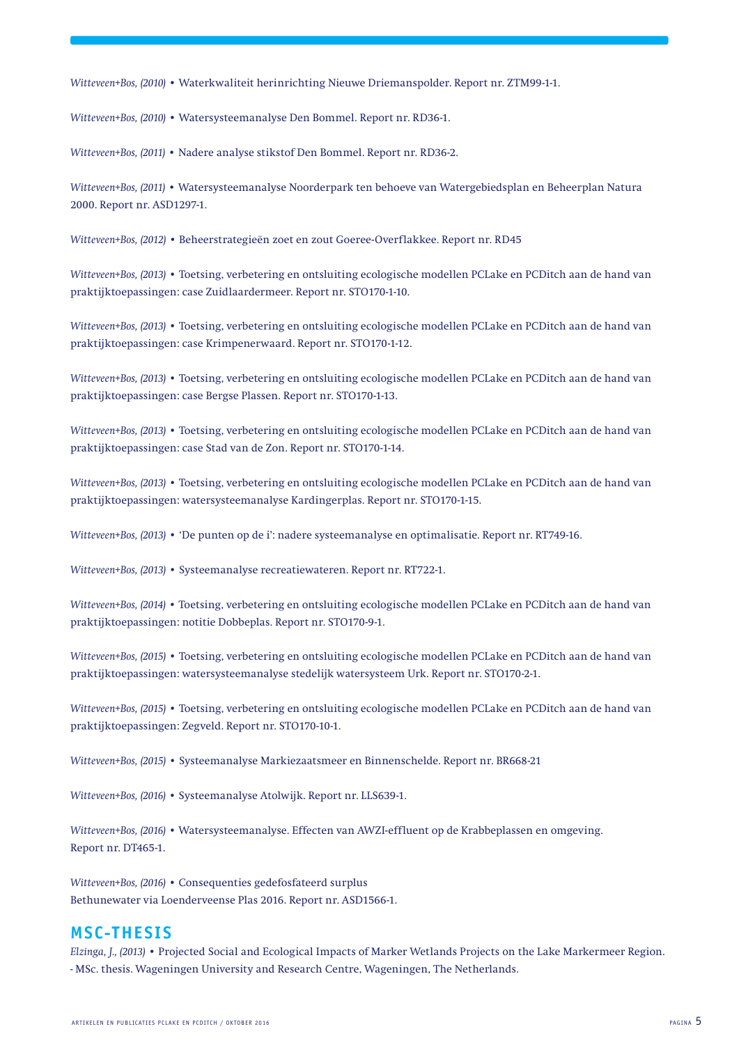*Witteveen+Bos, (2010)* • Waterkwaliteit herinrichting Nieuwe Driemanspolder. Report nr. ZTM99-1-1.

*Witteveen+Bos, (2010)* • Watersysteemanalyse Den Bommel. Report nr. RD36-1.

*Witteveen+Bos, (2011)* • Nadere analyse stikstof Den Bommel. Report nr. RD36-2.

*Witteveen+Bos, (2011)* • Watersysteemanalyse Noorderpark ten behoeve van Watergebiedsplan en Beheerplan Natura 2000. Report nr. ASD1297-1.

*Witteveen+Bos, (2012)* • Beheerstrategieën zoet en zout Goeree-Overflakkee. Report nr. RD45

*Witteveen+Bos, (2013)* • Toetsing, verbetering en ontsluiting ecologische modellen PCLake en PCDitch aan de hand van praktijktoepassingen: case Zuidlaardermeer. Report nr. STO170-1-10.

*Witteveen+Bos, (2013)* • Toetsing, verbetering en ontsluiting ecologische modellen PCLake en PCDitch aan de hand van praktijktoepassingen: case Krimpenerwaard. Report nr. STO170-1-12.

*Witteveen+Bos, (2013)* • Toetsing, verbetering en ontsluiting ecologische modellen PCLake en PCDitch aan de hand van praktijktoepassingen: case Bergse Plassen. Report nr. STO170-1-13.

*Witteveen+Bos, (2013)* • Toetsing, verbetering en ontsluiting ecologische modellen PCLake en PCDitch aan de hand van praktijktoepassingen: case Stad van de Zon. Report nr. STO170-1-14.

*Witteveen+Bos, (2013)* • Toetsing, verbetering en ontsluiting ecologische modellen PCLake en PCDitch aan de hand van praktijktoepassingen: watersysteemanalyse Kardingerplas. Report nr. STO170-1-15.

*Witteveen+Bos, (2013)* • 'De punten op de i': nadere systeemanalyse en optimalisatie. Report nr. RT749-16.

*Witteveen+Bos, (2013)* • Systeemanalyse recreatiewateren. Report nr. RT722-1.

*Witteveen+Bos, (2014)* • Toetsing, verbetering en ontsluiting ecologische modellen PCLake en PCDitch aan de hand van praktijktoepassingen: notitie Dobbeplas. Report nr. STO170-9-1.

*Witteveen+Bos, (2015)* • Toetsing, verbetering en ontsluiting ecologische modellen PCLake en PCDitch aan de hand van praktijktoepassingen: watersysteemanalyse stedelijk watersysteem Urk. Report nr. STO170-2-1.

*Witteveen+Bos, (2015)* • Toetsing, verbetering en ontsluiting ecologische modellen PCLake en PCDitch aan de hand van praktijktoepassingen: Zegveld. Report nr. STO170-10-1.

*Witteveen+Bos, (2015)* • Systeemanalyse Markiezaatsmeer en Binnenschelde. Report nr. BR668-21

*Witteveen+Bos, (2016)* • Systeemanalyse Atolwijk. Report nr. LLS639-1.

*Witteveen+Bos, (2016)* • Watersysteemanalyse. Effecten van AWZI-effluent op de Krabbeplassen en omgeving. Report nr. DT465-1.

*Witteveen+Bos, (2016)* • Consequenties gedefosfateerd surplus Bethunewater via Loenderveense Plas 2016. Report nr. ASD1566-1.

## MSC-THESIS

*Elzinga, J., (2013)* • Projected Social and Ecological Impacts of Marker Wetlands Projects on the Lake Markermeer Region. - MSc. thesis. Wageningen University and Research Centre, Wageningen, The Netherlands.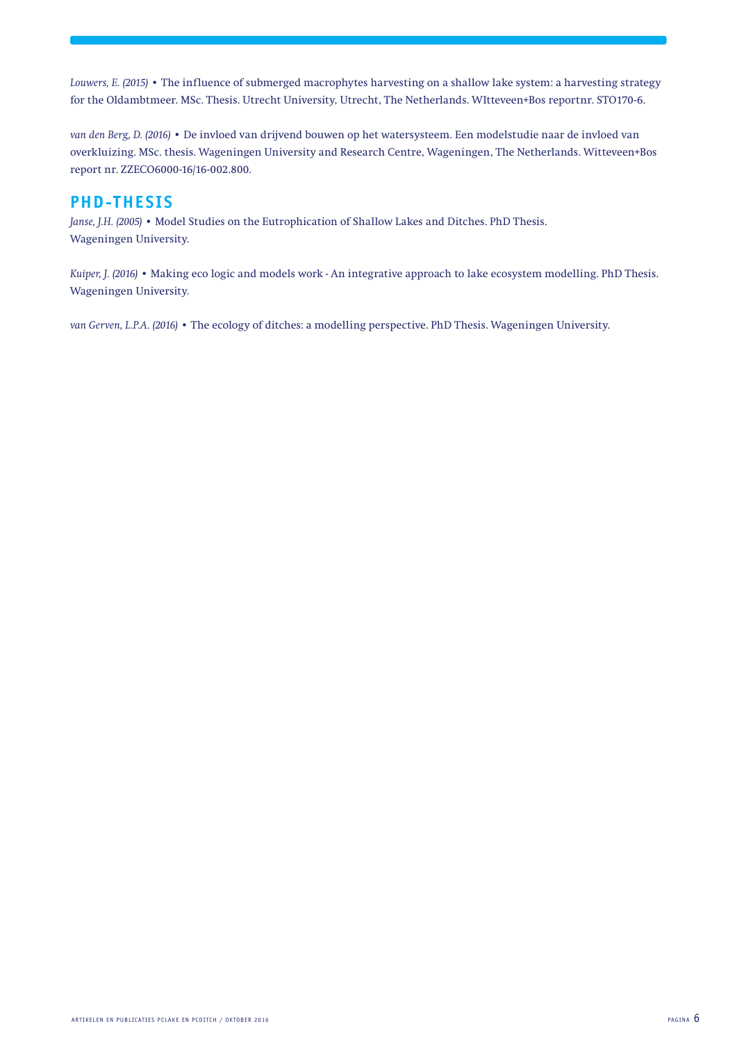*Louwers, E. (2015)* • The influence of submerged macrophytes harvesting on a shallow lake system: a harvesting strategy for the Oldambtmeer. MSc. Thesis. Utrecht University, Utrecht, The Netherlands. WItteveen+Bos reportnr. STO170-6.

*van den Berg, D. (2016)* • De invloed van drijvend bouwen op het watersysteem. Een modelstudie naar de invloed van overkluizing. MSc. thesis. Wageningen University and Research Centre, Wageningen, The Netherlands. Witteveen+Bos report nr. ZZECO6000-16/16-002.800.

## PHD-THESIS

*Janse, J.H. (2005)* • Model Studies on the Eutrophication of Shallow Lakes and Ditches. PhD Thesis. Wageningen University.

*Kuiper, J. (2016)* • Making eco logic and models work - An integrative approach to lake ecosystem modelling. PhD Thesis. Wageningen University.

*van Gerven, L.P.A. (2016)* • The ecology of ditches: a modelling perspective. PhD Thesis. Wageningen University.